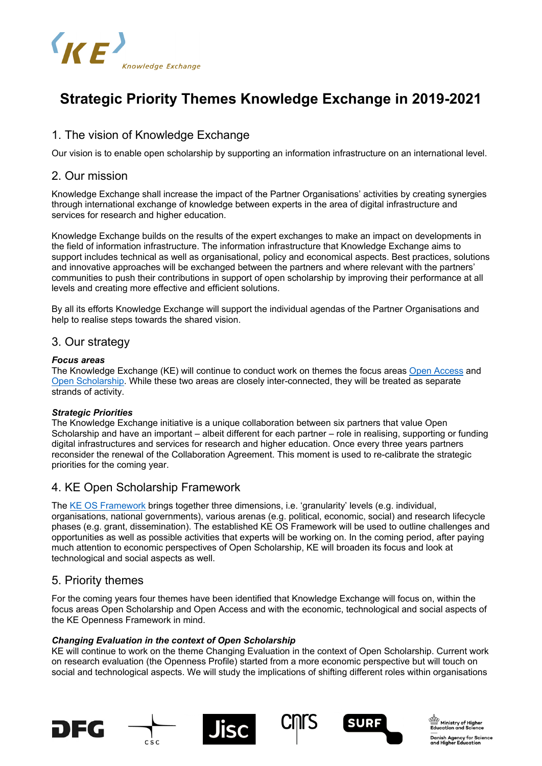# Strategic Priority Themes Knowledge Exchange in 2019-2021

## 1. The vision of Knowledge Exchange

Our vision is to enable open scholarship by supporting an information infrastructure on an international level.

## 2. Our mission

Knowledge Exchange shall increase the impact of the Partner Organisations' activities by creating synergies through international exchange of knowledge between experts in the area of digital infrastructure and services for research and higher education.

Knowledge Exchange builds on the results of the expert exchanges to make an impact on developments in the field of information infrastructure. The information infrastructure that Knowledge Exchange aims to support includes technical as well as organisational, policy and economical aspects. Best practices, solutions and innovative approaches will be exchanged between the partners and where relevant with the partners' communities to push their contributions in support of open scholarship by improving their performance at all levels and creating more effective and efficient solutions.

By all its efforts Knowledge Exchange will support the individual agendas of the Partner Organisations and help to realise steps towards the shared vision.

## 3. Our strategy

***Focus areas***

The Knowledge Exchange (KE) will continue to conduct work on themes the focus areas [Open Access]() and [Open Scholarship](). While these two areas are closely inter-connected, they will be treated as separate strands of activity.

***Strategic Priorities***

The Knowledge Exchange initiative is a unique collaboration between six partners that value Open Scholarship and have an important – albeit different for each partner – role in realising, supporting or funding digital infrastructures and services for research and higher education. Once every three years partners reconsider the renewal of the Collaboration Agreement. This moment is used to re-calibrate the strategic priorities for the coming year.

## 4. KE Open Scholarship Framework

The [KE OS Framework]() brings together three dimensions, i.e. 'granularity' levels (e.g. individual, organisations, national governments), various arenas (e.g. political, economic, social) and research lifecycle phases (e.g. grant, dissemination). The established KE OS Framework will be used to outline challenges and opportunities as well as possible activities that experts will be working on. In the coming period, after paying much attention to economic perspectives of Open Scholarship, KE will broaden its focus and look at technological and social aspects as well.

## 5. Priority themes

For the coming years four themes have been identified that Knowledge Exchange will focus on, within the focus areas Open Scholarship and Open Access and with the economic, technological and social aspects of the KE Openness Framework in mind.

***Changing Evaluation in the context of Open Scholarship***

KE will continue to work on the theme Changing Evaluation in the context of Open Scholarship. Current work on research evaluation (the Openness Profile) started from a more economic perspective but will touch on social and technological aspects. We will study the implications of shifting different roles within organisations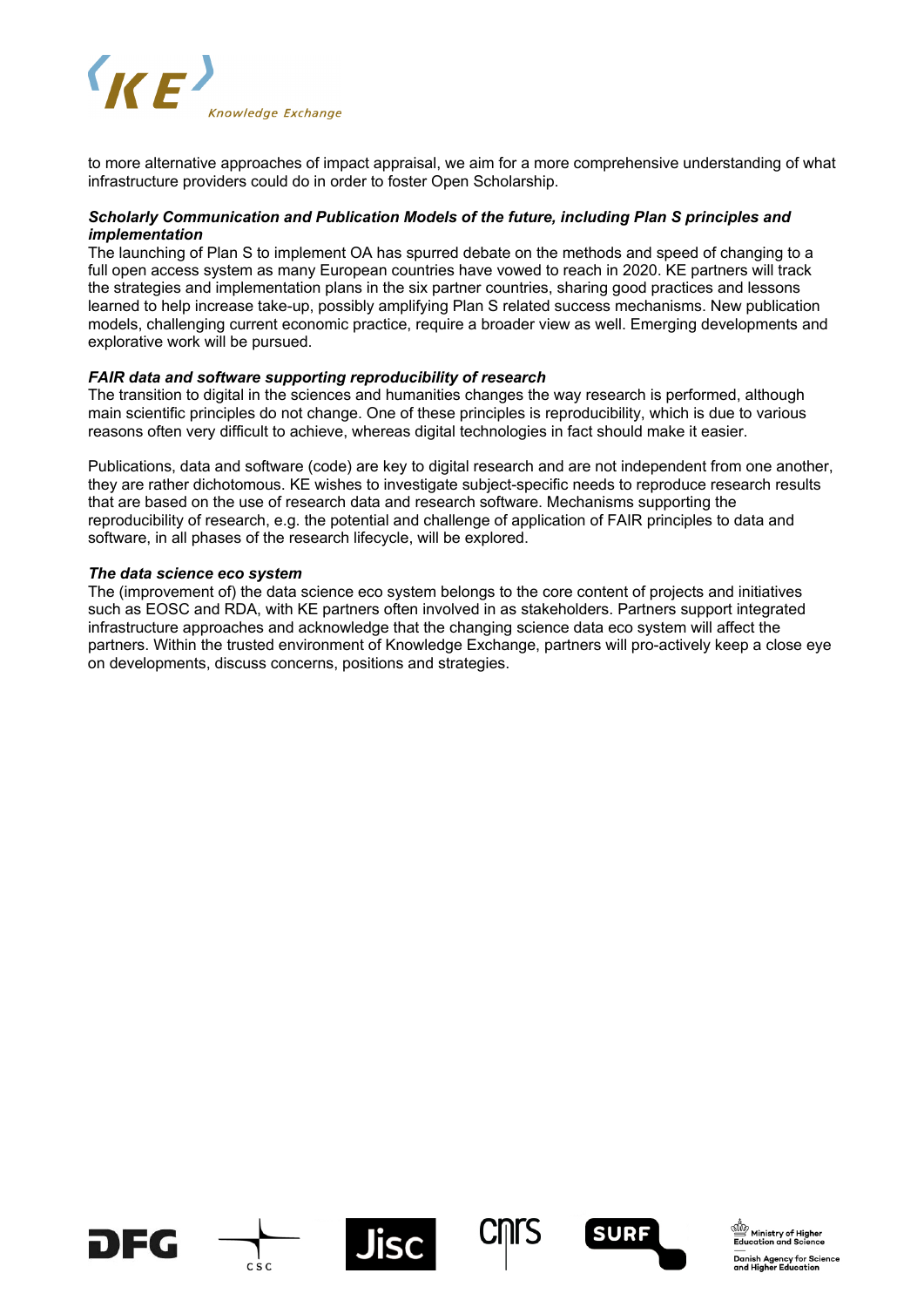to more alternative approaches of impact appraisal, we aim for a more comprehensive understanding of what infrastructure providers could do in order to foster Open Scholarship.

***Scholarly Communication and Publication Models of the future, including Plan S principles and implementation***

The launching of Plan S to implement OA has spurred debate on the methods and speed of changing to a full open access system as many European countries have vowed to reach in 2020. KE partners will track the strategies and implementation plans in the six partner countries, sharing good practices and lessons learned to help increase take-up, possibly amplifying Plan S related success mechanisms. New publication models, challenging current economic practice, require a broader view as well. Emerging developments and explorative work will be pursued.

***FAIR data and software supporting reproducibility of research***

The transition to digital in the sciences and humanities changes the way research is performed, although main scientific principles do not change. One of these principles is reproducibility, which is due to various reasons often very difficult to achieve, whereas digital technologies in fact should make it easier.

Publications, data and software (code) are key to digital research and are not independent from one another, they are rather dichotomous. KE wishes to investigate subject-specific needs to reproduce research results that are based on the use of research data and research software. Mechanisms supporting the reproducibility of research, e.g. the potential and challenge of application of FAIR principles to data and software, in all phases of the research lifecycle, will be explored.

***The data science eco system***

The (improvement of) the data science eco system belongs to the core content of projects and initiatives such as EOSC and RDA, with KE partners often involved in as stakeholders. Partners support integrated infrastructure approaches and acknowledge that the changing science data eco system will affect the partners. Within the trusted environment of Knowledge Exchange, partners will pro-actively keep a close eye on developments, discuss concerns, positions and strategies.